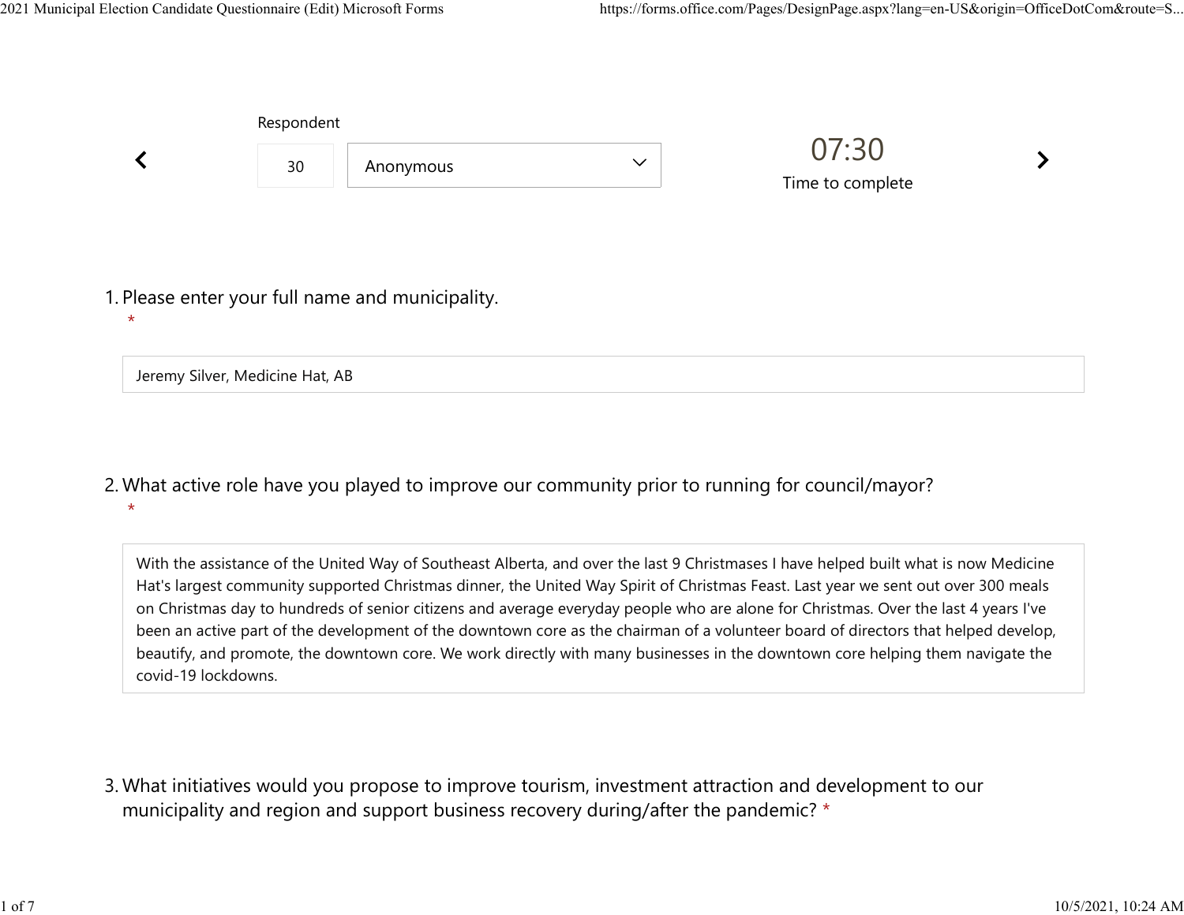Respondent

30 Anonymous

07:30

Time to complete

1. Please enter your full name and municipality.
   *

Jeremy Silver, Medicine Hat, AB

2. What active role have you played to improve our community prior to running for council/mayor?
   *

With the assistance of the United Way of Southeast Alberta, and over the last 9 Christmases I have helped built what is now Medicine Hat's largest community supported Christmas dinner, the United Way Spirit of Christmas Feast. Last year we sent out over 300 meals on Christmas day to hundreds of senior citizens and average everyday people who are alone for Christmas. Over the last 4 years I've been an active part of the development of the downtown core as the chairman of a volunteer board of directors that helped develop, beautify, and promote, the downtown core. We work directly with many businesses in the downtown core helping them navigate the covid-19 lockdowns.

3. What initiatives would you propose to improve tourism, investment attraction and development to our municipality and region and support business recovery during/after the pandemic? *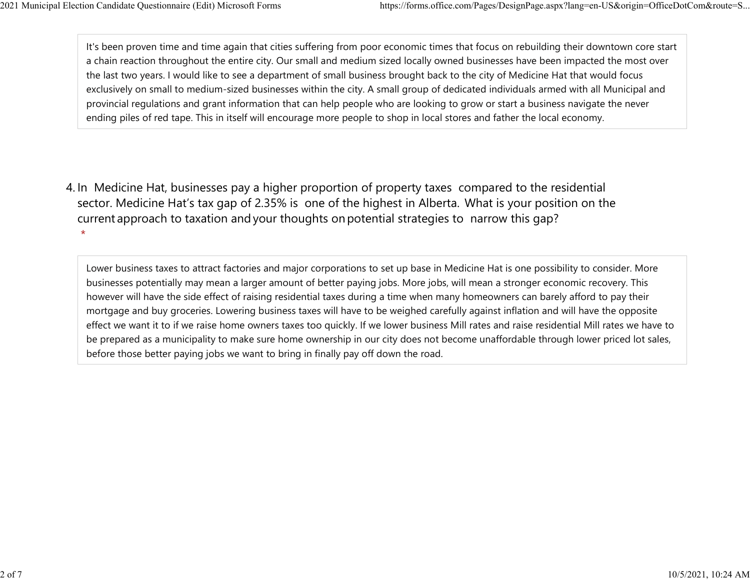It's been proven time and time again that cities suffering from poor economic times that focus on rebuilding their downtown core start a chain reaction throughout the entire city. Our small and medium sized locally owned businesses have been impacted the most over the last two years. I would like to see a department of small business brought back to the city of Medicine Hat that would focus exclusively on small to medium-sized businesses within the city. A small group of dedicated individuals armed with all Municipal and provincial regulations and grant information that can help people who are looking to grow or start a business navigate the never ending piles of red tape. This in itself will encourage more people to shop in local stores and father the local economy.

4. In Medicine Hat, businesses pay a higher proportion of property taxes compared to the residential sector. Medicine Hat's tax gap of 2.35% is one of the highest in Alberta. What is your position on the current approach to taxation and your thoughts on potential strategies to narrow this gap? *

Lower business taxes to attract factories and major corporations to set up base in Medicine Hat is one possibility to consider. More businesses potentially may mean a larger amount of better paying jobs. More jobs, will mean a stronger economic recovery. This however will have the side effect of raising residential taxes during a time when many homeowners can barely afford to pay their mortgage and buy groceries. Lowering business taxes will have to be weighed carefully against inflation and will have the opposite effect we want it to if we raise home owners taxes too quickly. If we lower business Mill rates and raise residential Mill rates we have to be prepared as a municipality to make sure home ownership in our city does not become unaffordable through lower priced lot sales, before those better paying jobs we want to bring in finally pay off down the road.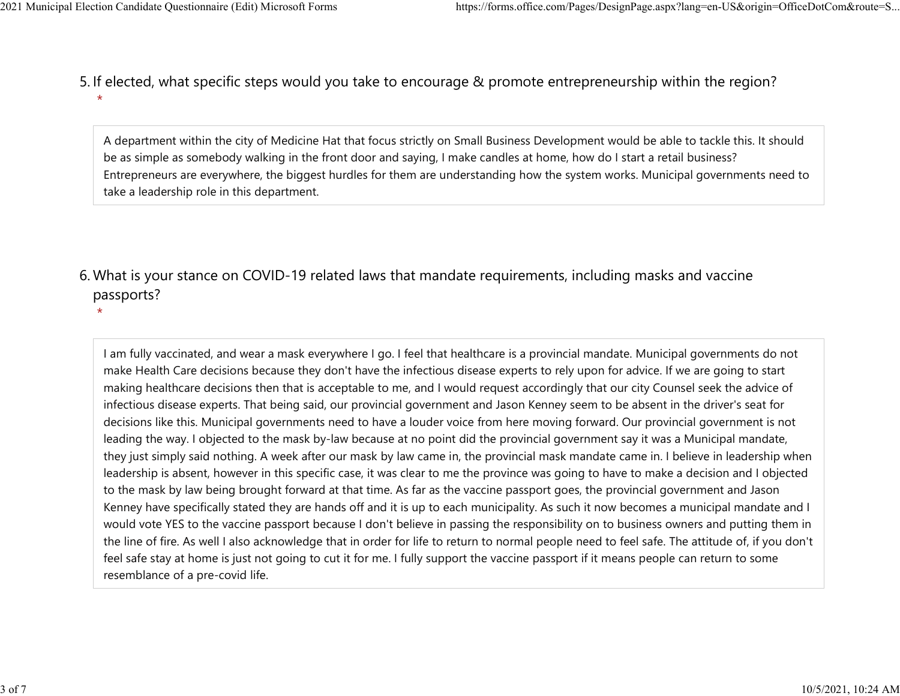5. If elected, what specific steps would you take to encourage & promote entrepreneurship within the region?
*

A department within the city of Medicine Hat that focus strictly on Small Business Development would be able to tackle this. It should be as simple as somebody walking in the front door and saying, I make candles at home, how do I start a retail business? Entrepreneurs are everywhere, the biggest hurdles for them are understanding how the system works. Municipal governments need to take a leadership role in this department.

6. What is your stance on COVID-19 related laws that mandate requirements, including masks and vaccine passports?
*

I am fully vaccinated, and wear a mask everywhere I go. I feel that healthcare is a provincial mandate. Municipal governments do not make Health Care decisions because they don't have the infectious disease experts to rely upon for advice. If we are going to start making healthcare decisions then that is acceptable to me, and I would request accordingly that our city Counsel seek the advice of infectious disease experts. That being said, our provincial government and Jason Kenney seem to be absent in the driver's seat for decisions like this. Municipal governments need to have a louder voice from here moving forward. Our provincial government is not leading the way. I objected to the mask by-law because at no point did the provincial government say it was a Municipal mandate, they just simply said nothing. A week after our mask by law came in, the provincial mask mandate came in. I believe in leadership when leadership is absent, however in this specific case, it was clear to me the province was going to have to make a decision and I objected to the mask by law being brought forward at that time. As far as the vaccine passport goes, the provincial government and Jason Kenney have specifically stated they are hands off and it is up to each municipality. As such it now becomes a municipal mandate and I would vote YES to the vaccine passport because I don't believe in passing the responsibility on to business owners and putting them in the line of fire. As well I also acknowledge that in order for life to return to normal people need to feel safe. The attitude of, if you don't feel safe stay at home is just not going to cut it for me. I fully support the vaccine passport if it means people can return to some resemblance of a pre-covid life.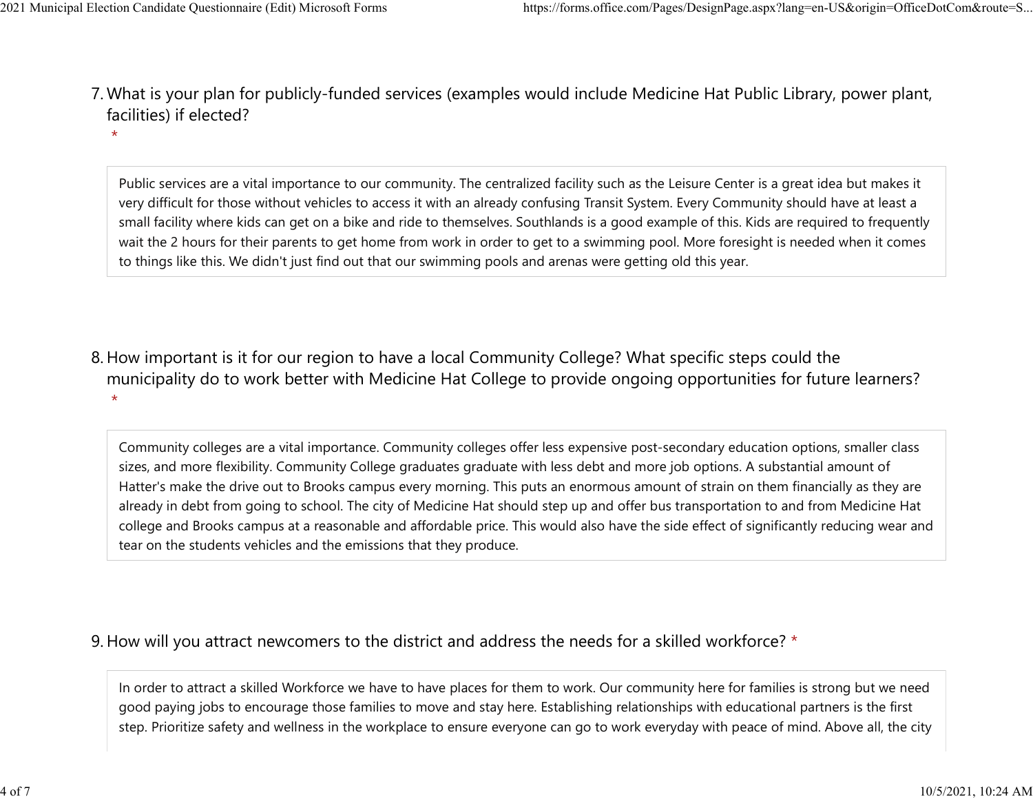7. What is your plan for publicly-funded services (examples would include Medicine Hat Public Library, power plant, facilities) if elected? *

Public services are a vital importance to our community. The centralized facility such as the Leisure Center is a great idea but makes it very difficult for those without vehicles to access it with an already confusing Transit System. Every Community should have at least a small facility where kids can get on a bike and ride to themselves. Southlands is a good example of this. Kids are required to frequently wait the 2 hours for their parents to get home from work in order to get to a swimming pool. More foresight is needed when it comes to things like this. We didn't just find out that our swimming pools and arenas were getting old this year.

8. How important is it for our region to have a local Community College? What specific steps could the municipality do to work better with Medicine Hat College to provide ongoing opportunities for future learners? *

Community colleges are a vital importance. Community colleges offer less expensive post-secondary education options, smaller class sizes, and more flexibility. Community College graduates graduate with less debt and more job options. A substantial amount of Hatter's make the drive out to Brooks campus every morning. This puts an enormous amount of strain on them financially as they are already in debt from going to school. The city of Medicine Hat should step up and offer bus transportation to and from Medicine Hat college and Brooks campus at a reasonable and affordable price. This would also have the side effect of significantly reducing wear and tear on the students vehicles and the emissions that they produce.

9. How will you attract newcomers to the district and address the needs for a skilled workforce? *

In order to attract a skilled Workforce we have to have places for them to work. Our community here for families is strong but we need good paying jobs to encourage those families to move and stay here. Establishing relationships with educational partners is the first step. Prioritize safety and wellness in the workplace to ensure everyone can go to work everyday with peace of mind. Above all, the city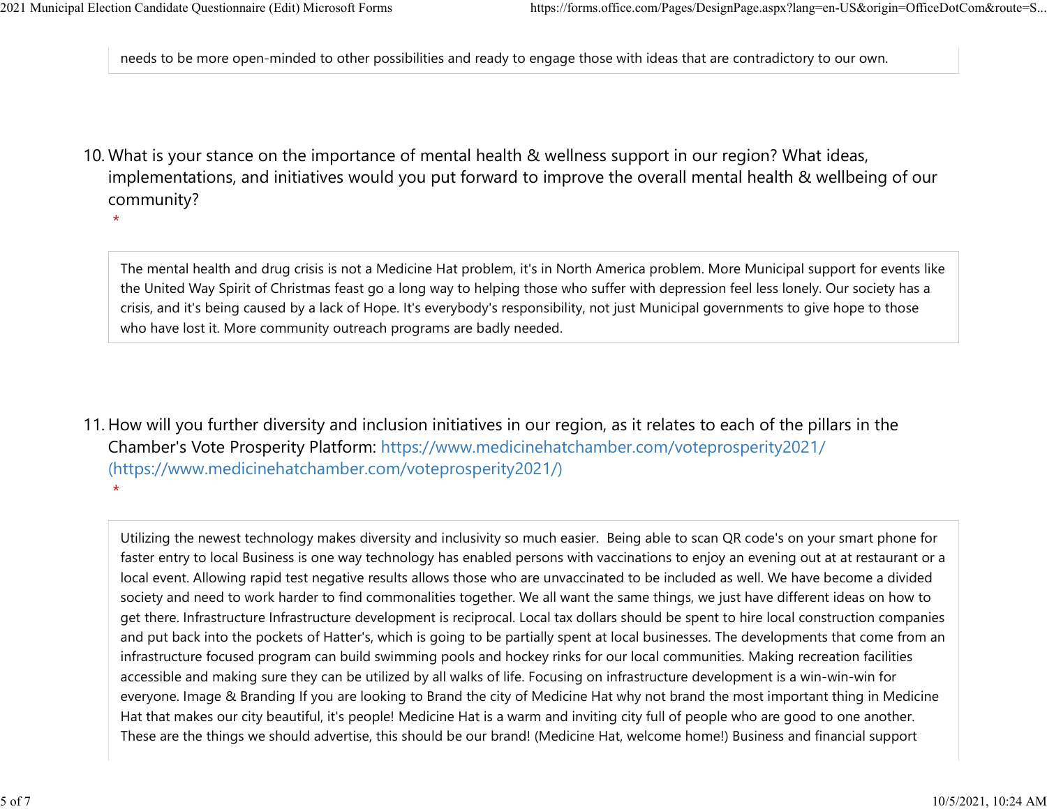needs to be more open-minded to other possibilities and ready to engage those with ideas that are contradictory to our own.

10. What is your stance on the importance of mental health & wellness support in our region? What ideas, implementations, and initiatives would you put forward to improve the overall mental health & wellbeing of our community?
*

The mental health and drug crisis is not a Medicine Hat problem, it's in North America problem. More Municipal support for events like the United Way Spirit of Christmas feast go a long way to helping those who suffer with depression feel less lonely. Our society has a crisis, and it's being caused by a lack of Hope. It's everybody's responsibility, not just Municipal governments to give hope to those who have lost it. More community outreach programs are badly needed.

11. How will you further diversity and inclusion initiatives in our region, as it relates to each of the pillars in the Chamber's Vote Prosperity Platform: https://www.medicinehatchamber.com/voteprosperity2021/ (https://www.medicinehatchamber.com/voteprosperity2021/)
*

Utilizing the newest technology makes diversity and inclusivity so much easier. Being able to scan QR code's on your smart phone for faster entry to local Business is one way technology has enabled persons with vaccinations to enjoy an evening out at at restaurant or a local event. Allowing rapid test negative results allows those who are unvaccinated to be included as well. We have become a divided society and need to work harder to find commonalities together. We all want the same things, we just have different ideas on how to get there. Infrastructure Infrastructure development is reciprocal. Local tax dollars should be spent to hire local construction companies and put back into the pockets of Hatter's, which is going to be partially spent at local businesses. The developments that come from an infrastructure focused program can build swimming pools and hockey rinks for our local communities. Making recreation facilities accessible and making sure they can be utilized by all walks of life. Focusing on infrastructure development is a win-win-win for everyone. Image & Branding If you are looking to Brand the city of Medicine Hat why not brand the most important thing in Medicine Hat that makes our city beautiful, it's people! Medicine Hat is a warm and inviting city full of people who are good to one another. These are the things we should advertise, this should be our brand! (Medicine Hat, welcome home!) Business and financial support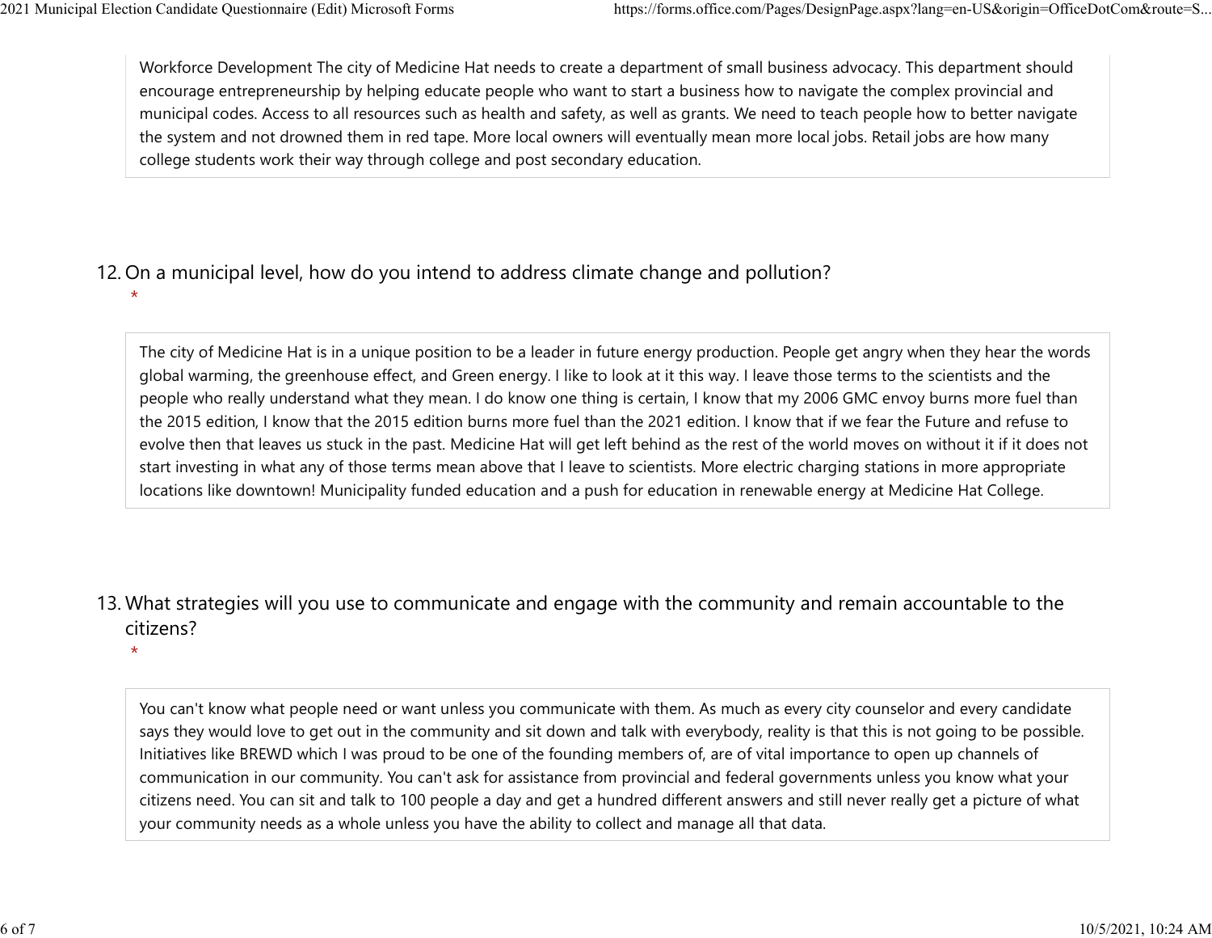Workforce Development The city of Medicine Hat needs to create a department of small business advocacy. This department should encourage entrepreneurship by helping educate people who want to start a business how to navigate the complex provincial and municipal codes. Access to all resources such as health and safety, as well as grants. We need to teach people how to better navigate the system and not drowned them in red tape. More local owners will eventually mean more local jobs. Retail jobs are how many college students work their way through college and post secondary education.

12. On a municipal level, how do you intend to address climate change and pollution? *

The city of Medicine Hat is in a unique position to be a leader in future energy production. People get angry when they hear the words global warming, the greenhouse effect, and Green energy. I like to look at it this way. I leave those terms to the scientists and the people who really understand what they mean. I do know one thing is certain, I know that my 2006 GMC envoy burns more fuel than the 2015 edition, I know that the 2015 edition burns more fuel than the 2021 edition. I know that if we fear the Future and refuse to evolve then that leaves us stuck in the past. Medicine Hat will get left behind as the rest of the world moves on without it if it does not start investing in what any of those terms mean above that I leave to scientists. More electric charging stations in more appropriate locations like downtown! Municipality funded education and a push for education in renewable energy at Medicine Hat College.

13. What strategies will you use to communicate and engage with the community and remain accountable to the citizens? *

You can't know what people need or want unless you communicate with them. As much as every city counselor and every candidate says they would love to get out in the community and sit down and talk with everybody, reality is that this is not going to be possible. Initiatives like BREWD which I was proud to be one of the founding members of, are of vital importance to open up channels of communication in our community. You can't ask for assistance from provincial and federal governments unless you know what your citizens need. You can sit and talk to 100 people a day and get a hundred different answers and still never really get a picture of what your community needs as a whole unless you have the ability to collect and manage all that data.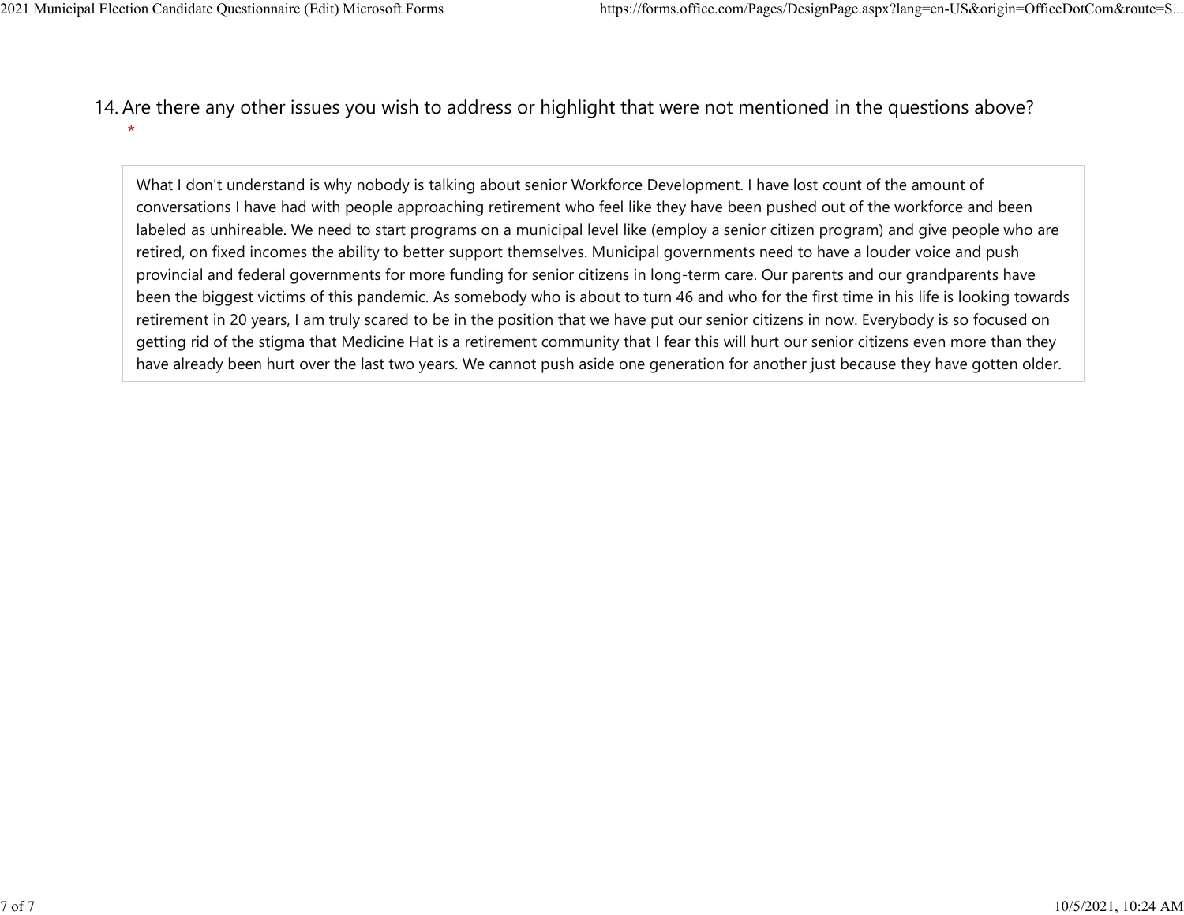14. Are there any other issues you wish to address or highlight that were not mentioned in the questions above?
*

What I don't understand is why nobody is talking about senior Workforce Development. I have lost count of the amount of conversations I have had with people approaching retirement who feel like they have been pushed out of the workforce and been labeled as unhireable. We need to start programs on a municipal level like (employ a senior citizen program) and give people who are retired, on fixed incomes the ability to better support themselves. Municipal governments need to have a louder voice and push provincial and federal governments for more funding for senior citizens in long-term care. Our parents and our grandparents have been the biggest victims of this pandemic. As somebody who is about to turn 46 and who for the first time in his life is looking towards retirement in 20 years, I am truly scared to be in the position that we have put our senior citizens in now. Everybody is so focused on getting rid of the stigma that Medicine Hat is a retirement community that I fear this will hurt our senior citizens even more than they have already been hurt over the last two years. We cannot push aside one generation for another just because they have gotten older.